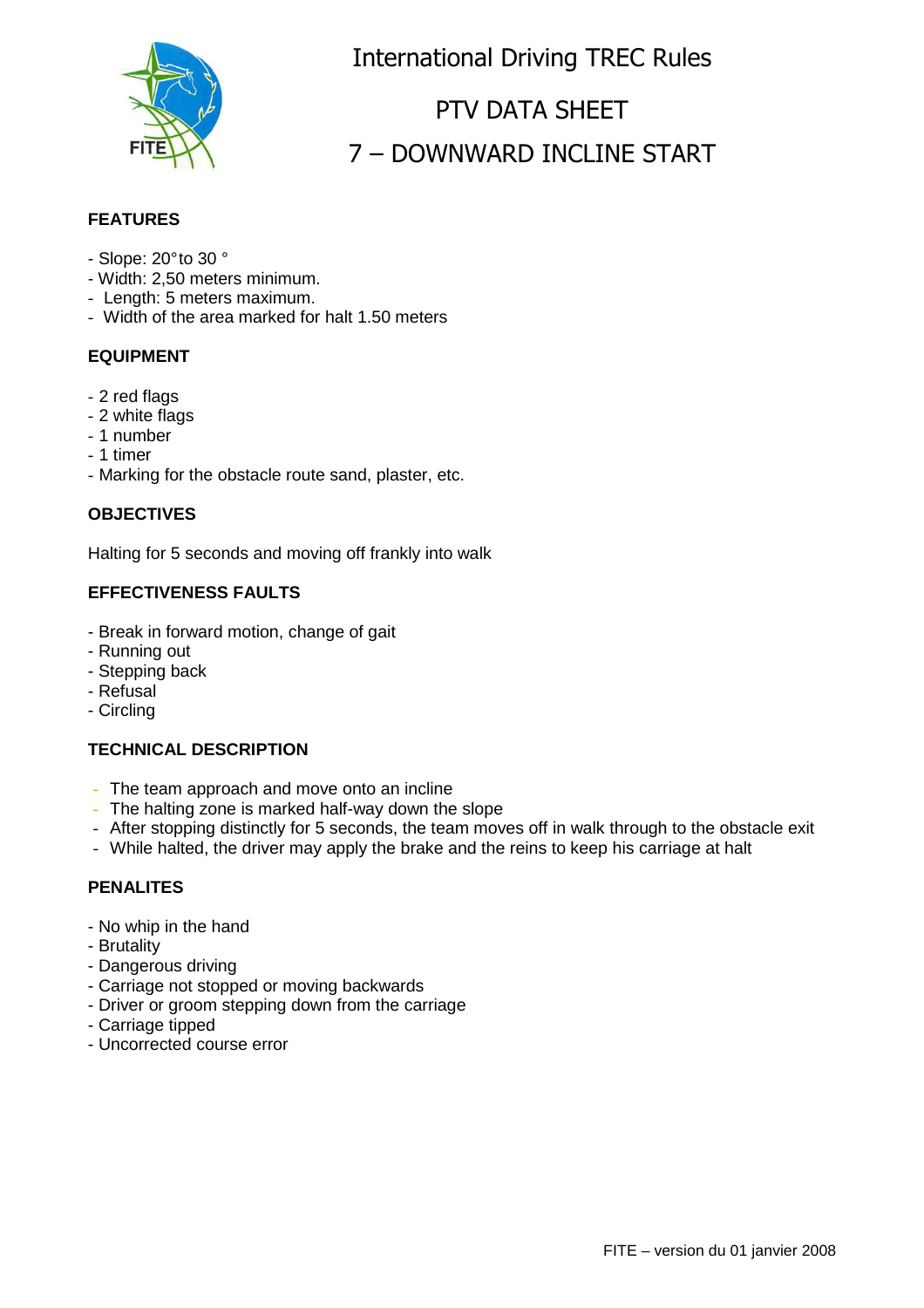# International Driving TREC Rules

## PTV DATA SHEET

## 7 – DOWNWARD INCLINE START

### FEATURES

- Slope: 20° to 30 °
- Width: 2,50 meters minimum.
- Length: 5 meters maximum.
- Width of the area marked for halt 1.50 meters

### EQUIPMENT

- 2 red flags
- 2 white flags
- 1 number
- 1 timer
- Marking for the obstacle route sand, plaster, etc.

### OBJECTIVES

Halting for 5 seconds and moving off frankly into walk

### EFFECTIVENESS FAULTS

- Break in forward motion, change of gait
- Running out
- Stepping back
- Refusal
- Circling

### TECHNICAL DESCRIPTION

- The team approach and move onto an incline
- The halting zone is marked half-way down the slope
- After stopping distinctly for 5 seconds, the team moves off in walk through to the obstacle exit
- While halted, the driver may apply the brake and the reins to keep his carriage at halt

### PENALITES

- No whip in the hand
- Brutality
- Dangerous driving
- Carriage not stopped or moving backwards
- Driver or groom stepping down from the carriage
- Carriage tipped
- Uncorrected course error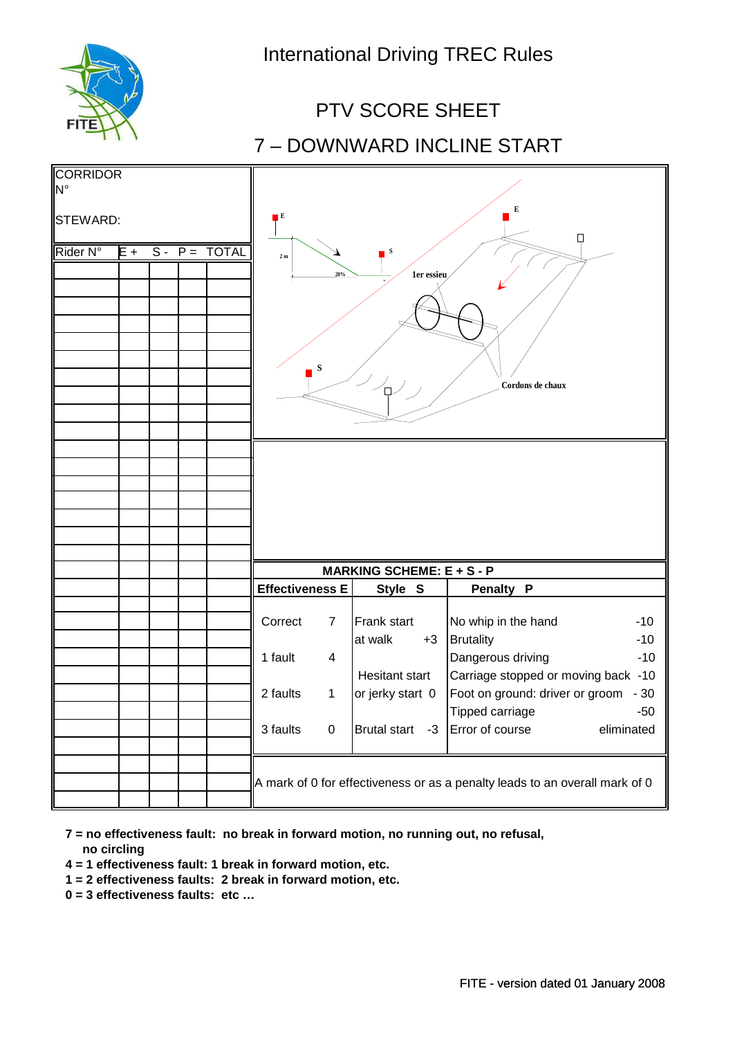International Driving TREC Rules

# PTV SCORE SHEET

## 7 – DOWNWARD INCLINE START

CORRIDOR N°

STEWARD:

| Rider N° | E + | S - | P = | TOTAL |
|---|---|---|---|---|
| | | | | |
| | | | | |
| | | | | |
| | | | | |
| | | | | |
| | | | | |
| | | | | |
| | | | | |
| | | | | |
| | | | | |
| | | | | |
| | | | | |
| | | | | |
| | | | | |
| | | | | |
| | | | | |
| | | | | |
| | | | | |
| | | | | |
| | | | | |
| | | | | |
| | | | | |
| | | | | |
| | | | | |
| | | | | |
| | | | | |
| | | | | |
| | | | | |
| | | | | |
| | | | | |

E

E

S

S

2 m

20%

1er essieu

Cordons de chaux

**MARKING SCHEME: E + S - P**

| Effectiveness E | | Style S | | Penalty P | |
|---|---|---|---|---|---|
| Correct | 7 | Frank start at walk | +3 | No whip in the hand | -10 |
| | | | | Brutality | -10 |
| 1 fault | 4 | | | Dangerous driving | -10 |
| | | Hesitant start or jerky start | 0 | Carriage stopped or moving back | -10 |
| 2 faults | 1 | | | Foot on ground: driver or groom | - 30 |
| | | | | Tipped carriage | -50 |
| 3 faults | 0 | Brutal start | -3 | Error of course | eliminated |

A mark of 0 for effectiveness or as a penalty leads to an overall mark of 0

**7 = no effectiveness fault: no break in forward motion, no running out, no refusal, no circling**
**4 = 1 effectiveness fault: 1 break in forward motion, etc.**
**1 = 2 effectiveness faults: 2 break in forward motion, etc.**
**0 = 3 effectiveness faults: etc …**

FITE - version dated 01 January 2008